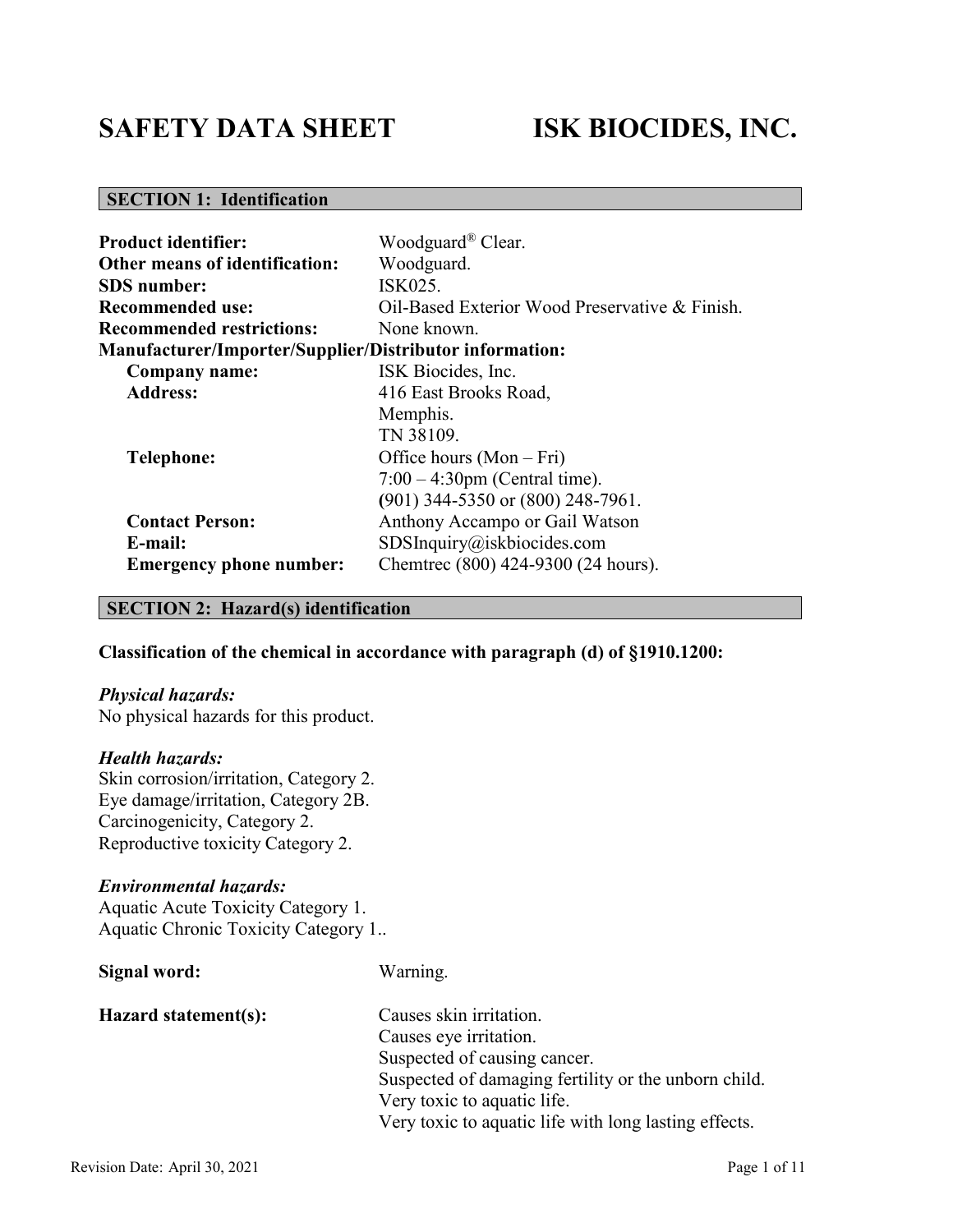# SAFETY DATA SHEET ISK BIOCIDES, INC.

## SECTION 1: Identification

**Product identifier:** Woodguard® Clear.
**Other means of identification:** Woodguard.
**SDS number:** ISK025.
**Recommended use:** Oil-Based Exterior Wood Preservative & Finish.
**Recommended restrictions:** None known.
**Manufacturer/Importer/Supplier/Distributor information:**

- **Company name:** ISK Biocides, Inc.
- **Address:** 416 East Brooks Road, Memphis. TN 38109.
- **Telephone:** Office hours (Mon – Fri) 7:00 – 4:30pm (Central time). (901) 344-5350 or (800) 248-7961.
- **Contact Person:** Anthony Accampo or Gail Watson
- **E-mail:** SDSInquiry@iskbiocides.com
- **Emergency phone number:** Chemtrec (800) 424-9300 (24 hours).

## SECTION 2: Hazard(s) identification

**Classification of the chemical in accordance with paragraph (d) of §1910.1200:**

***Physical hazards:***
No physical hazards for this product.

***Health hazards:***
Skin corrosion/irritation, Category 2.
Eye damage/irritation, Category 2B.
Carcinogenicity, Category 2.
Reproductive toxicity Category 2.

***Environmental hazards:***
Aquatic Acute Toxicity Category 1.
Aquatic Chronic Toxicity Category 1..

**Signal word:** Warning.

**Hazard statement(s):**
Causes skin irritation.
Causes eye irritation.
Suspected of causing cancer.
Suspected of damaging fertility or the unborn child.
Very toxic to aquatic life.
Very toxic to aquatic life with long lasting effects.

Revision Date: April 30, 2021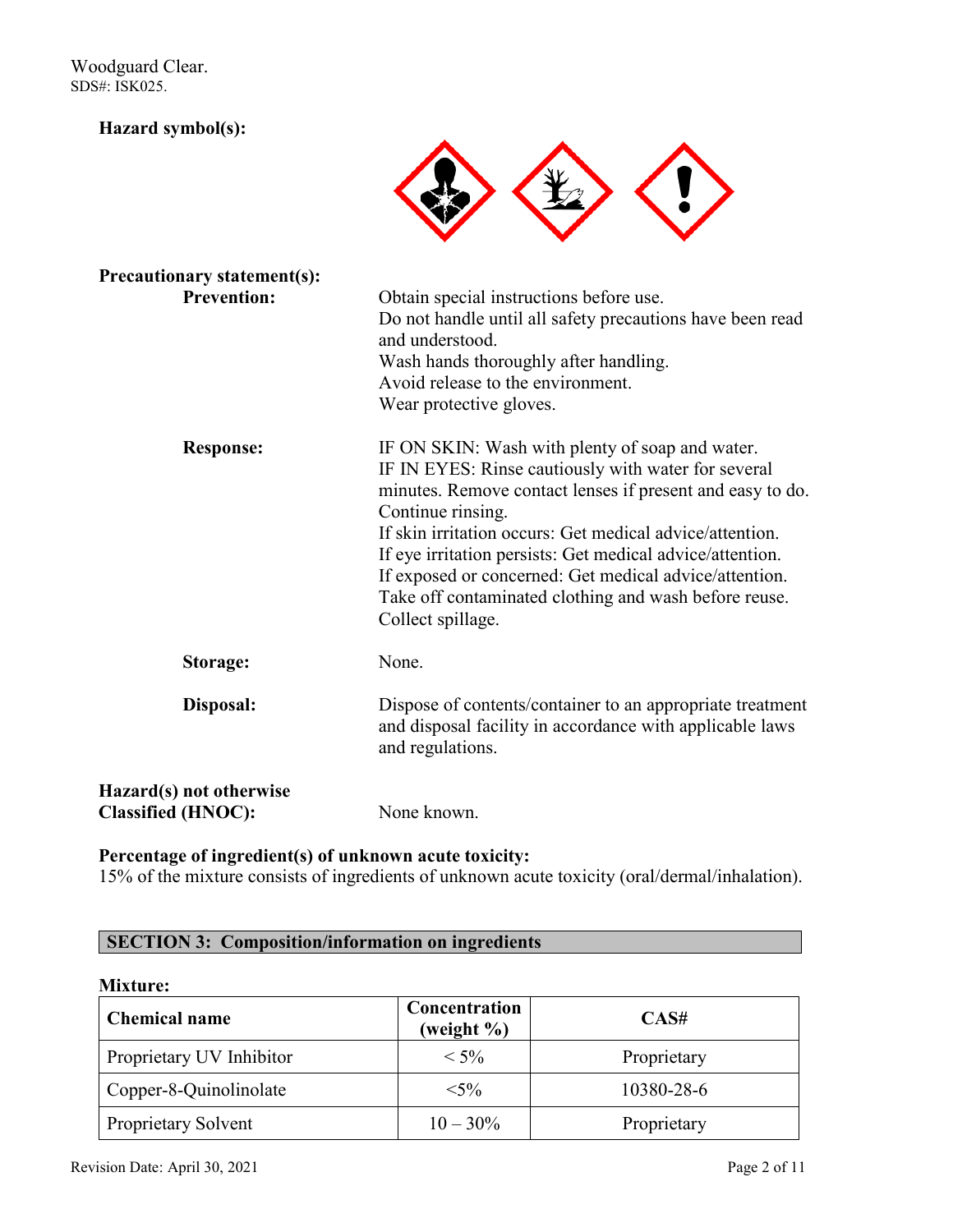**Hazard symbol(s):**

**Precautionary statement(s):**

**Prevention:**

Obtain special instructions before use.
Do not handle until all safety precautions have been read and understood.
Wash hands thoroughly after handling.
Avoid release to the environment.
Wear protective gloves.

**Response:**

IF ON SKIN: Wash with plenty of soap and water.
IF IN EYES: Rinse cautiously with water for several minutes. Remove contact lenses if present and easy to do. Continue rinsing.
If skin irritation occurs: Get medical advice/attention.
If eye irritation persists: Get medical advice/attention.
If exposed or concerned: Get medical advice/attention.
Take off contaminated clothing and wash before reuse.
Collect spillage.

**Storage:** None.

**Disposal:** Dispose of contents/container to an appropriate treatment and disposal facility in accordance with applicable laws and regulations.

**Hazard(s) not otherwise Classified (HNOC):** None known.

**Percentage of ingredient(s) of unknown acute toxicity:**
15% of the mixture consists of ingredients of unknown acute toxicity (oral/dermal/inhalation).

## SECTION 3: Composition/information on ingredients

**Mixture:**

| Chemical name | Concentration (weight %) | CAS# |
|---|---|---|
| Proprietary UV Inhibitor | < 5% | Proprietary |
| Copper-8-Quinolinolate | <5% | 10380-28-6 |
| Proprietary Solvent | 10 – 30% | Proprietary |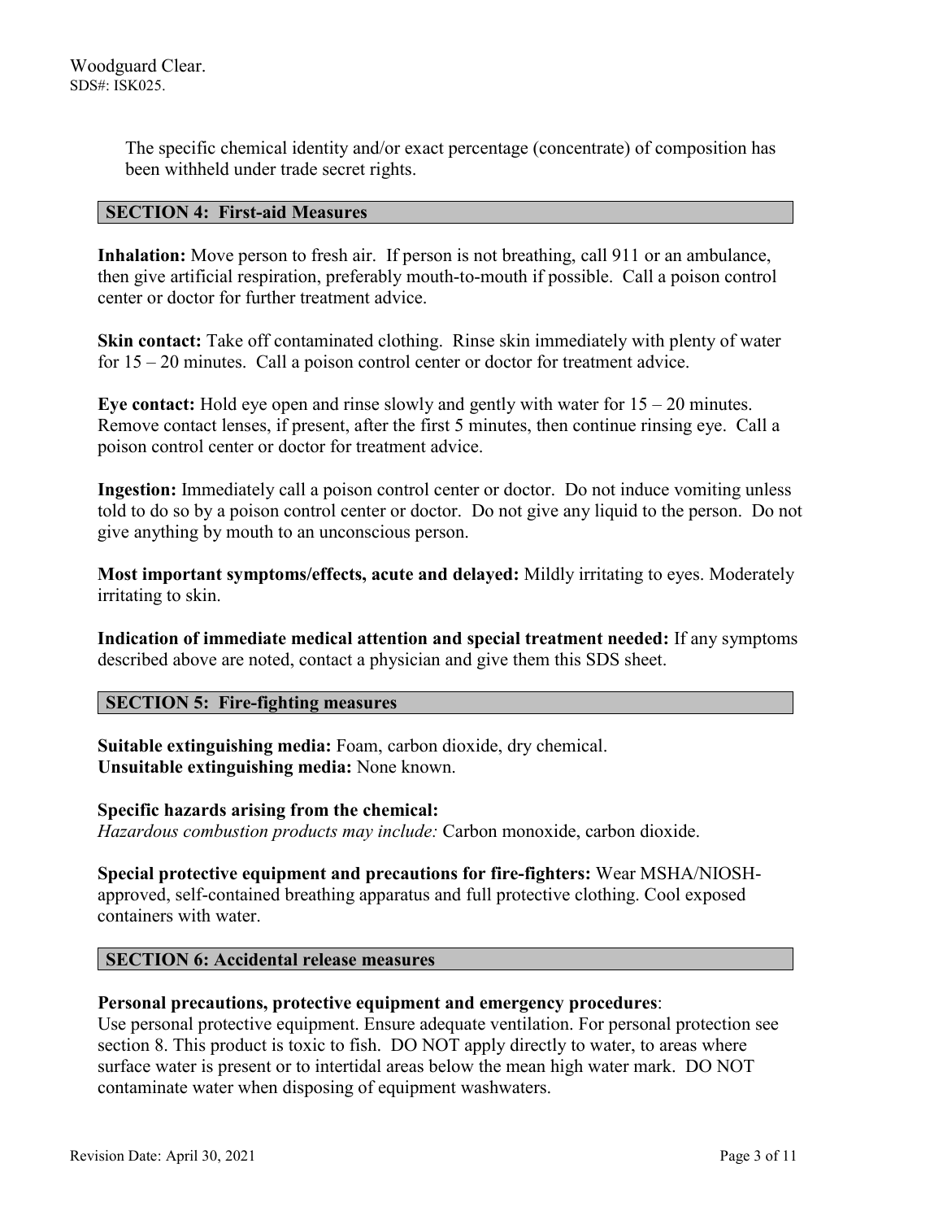The specific chemical identity and/or exact percentage (concentrate) of composition has been withheld under trade secret rights.

## SECTION 4: First-aid Measures

**Inhalation:** Move person to fresh air. If person is not breathing, call 911 or an ambulance, then give artificial respiration, preferably mouth-to-mouth if possible. Call a poison control center or doctor for further treatment advice.

**Skin contact:** Take off contaminated clothing. Rinse skin immediately with plenty of water for 15 – 20 minutes. Call a poison control center or doctor for treatment advice.

**Eye contact:** Hold eye open and rinse slowly and gently with water for 15 – 20 minutes. Remove contact lenses, if present, after the first 5 minutes, then continue rinsing eye. Call a poison control center or doctor for treatment advice.

**Ingestion:** Immediately call a poison control center or doctor. Do not induce vomiting unless told to do so by a poison control center or doctor. Do not give any liquid to the person. Do not give anything by mouth to an unconscious person.

**Most important symptoms/effects, acute and delayed:** Mildly irritating to eyes. Moderately irritating to skin.

**Indication of immediate medical attention and special treatment needed:** If any symptoms described above are noted, contact a physician and give them this SDS sheet.

## SECTION 5: Fire-fighting measures

**Suitable extinguishing media:** Foam, carbon dioxide, dry chemical.
**Unsuitable extinguishing media:** None known.

**Specific hazards arising from the chemical:**
*Hazardous combustion products may include:* Carbon monoxide, carbon dioxide.

**Special protective equipment and precautions for fire-fighters:** Wear MSHA/NIOSH-approved, self-contained breathing apparatus and full protective clothing. Cool exposed containers with water.

## SECTION 6: Accidental release measures

**Personal precautions, protective equipment and emergency procedures**:
Use personal protective equipment. Ensure adequate ventilation. For personal protection see section 8. This product is toxic to fish. DO NOT apply directly to water, to areas where surface water is present or to intertidal areas below the mean high water mark. DO NOT contaminate water when disposing of equipment washwaters.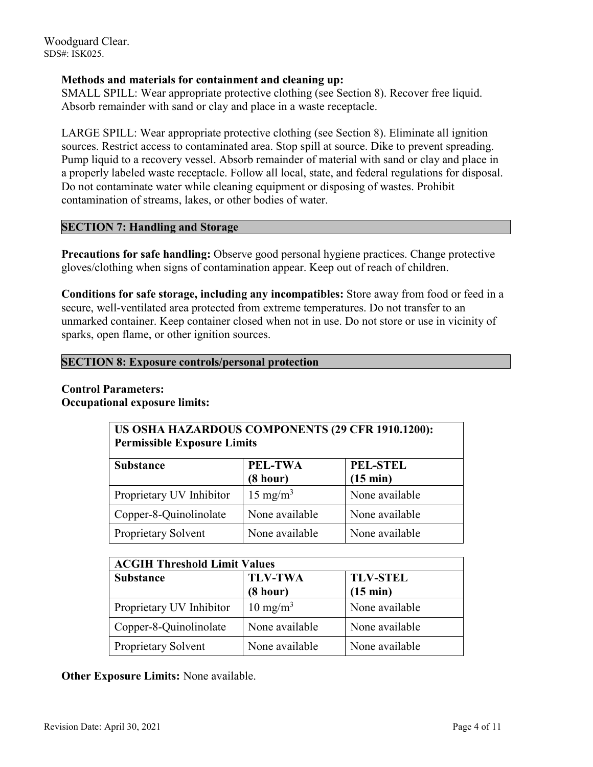**Methods and materials for containment and cleaning up:**
SMALL SPILL: Wear appropriate protective clothing (see Section 8). Recover free liquid. Absorb remainder with sand or clay and place in a waste receptacle.

LARGE SPILL: Wear appropriate protective clothing (see Section 8). Eliminate all ignition sources. Restrict access to contaminated area. Stop spill at source. Dike to prevent spreading. Pump liquid to a recovery vessel. Absorb remainder of material with sand or clay and place in a properly labeled waste receptacle. Follow all local, state, and federal regulations for disposal. Do not contaminate water while cleaning equipment or disposing of wastes. Prohibit contamination of streams, lakes, or other bodies of water.

## SECTION 7: Handling and Storage

**Precautions for safe handling:** Observe good personal hygiene practices. Change protective gloves/clothing when signs of contamination appear. Keep out of reach of children.

**Conditions for safe storage, including any incompatibles:** Store away from food or feed in a secure, well-ventilated area protected from extreme temperatures. Do not transfer to an unmarked container. Keep container closed when not in use. Do not store or use in vicinity of sparks, open flame, or other ignition sources.

## SECTION 8: Exposure controls/personal protection

**Control Parameters:**
**Occupational exposure limits:**

| US OSHA HAZARDOUS COMPONENTS (29 CFR 1910.1200): Permissible Exposure Limits | | |
|---|---|---|
| **Substance** | **PEL-TWA (8 hour)** | **PEL-STEL (15 min)** |
| Proprietary UV Inhibitor | 15 $mg/m^3$ | None available |
| Copper-8-Quinolinolate | None available | None available |
| Proprietary Solvent | None available | None available |

| ACGIH Threshold Limit Values | | |
|---|---|---|
| **Substance** | **TLV-TWA (8 hour)** | **TLV-STEL (15 min)** |
| Proprietary UV Inhibitor | 10 $mg/m^3$ | None available |
| Copper-8-Quinolinolate | None available | None available |
| Proprietary Solvent | None available | None available |

**Other Exposure Limits:** None available.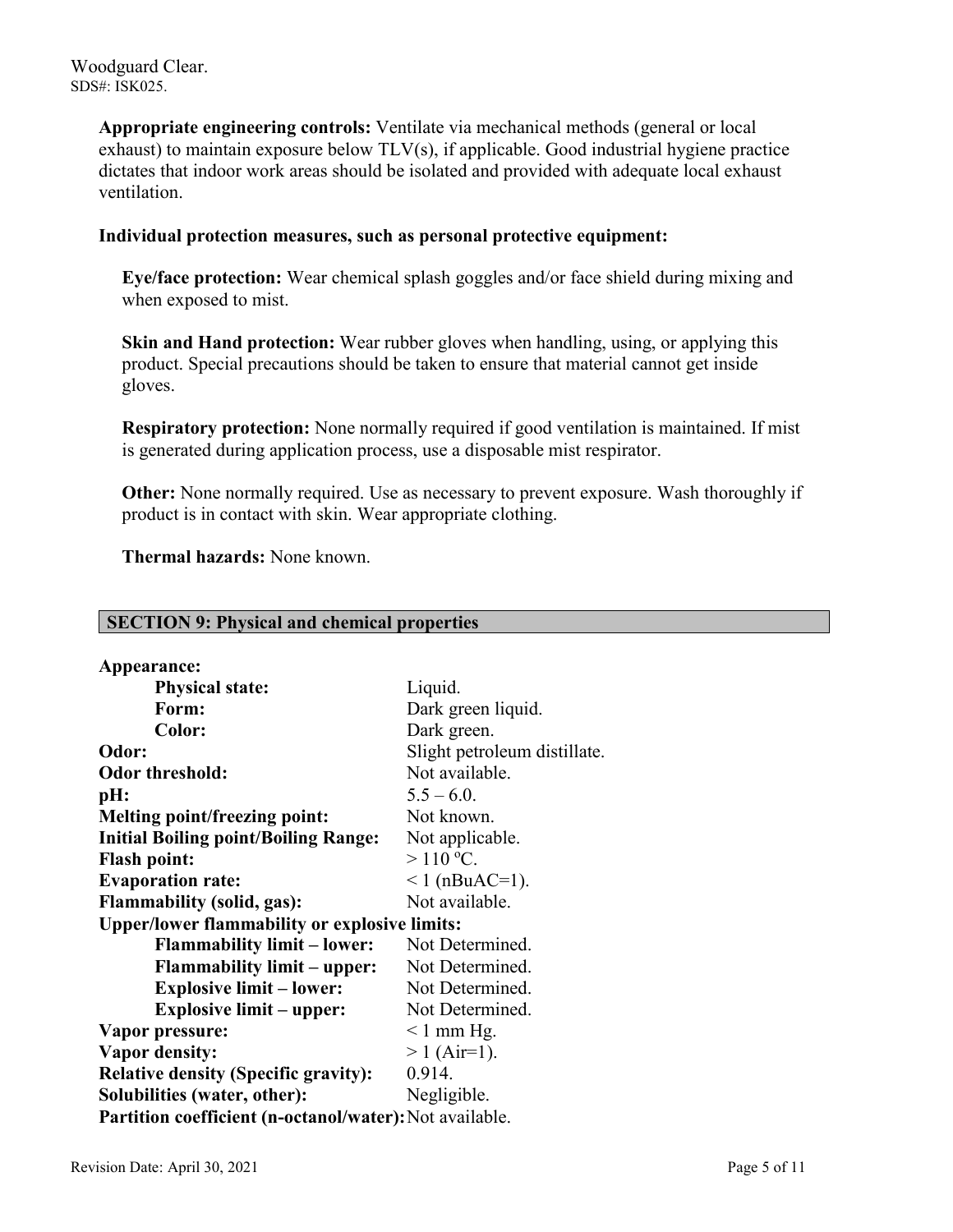**Appropriate engineering controls:** Ventilate via mechanical methods (general or local exhaust) to maintain exposure below TLV(s), if applicable. Good industrial hygiene practice dictates that indoor work areas should be isolated and provided with adequate local exhaust ventilation.

**Individual protection measures, such as personal protective equipment:**

**Eye/face protection:** Wear chemical splash goggles and/or face shield during mixing and when exposed to mist.

**Skin and Hand protection:** Wear rubber gloves when handling, using, or applying this product. Special precautions should be taken to ensure that material cannot get inside gloves.

**Respiratory protection:** None normally required if good ventilation is maintained. If mist is generated during application process, use a disposable mist respirator.

**Other:** None normally required. Use as necessary to prevent exposure. Wash thoroughly if product is in contact with skin. Wear appropriate clothing.

**Thermal hazards:** None known.

## SECTION 9: Physical and chemical properties

| | |
|---|---|
| **Appearance:** | |
| **Physical state:** | Liquid. |
| **Form:** | Dark green liquid. |
| **Color:** | Dark green. |
| **Odor:** | Slight petroleum distillate. |
| **Odor threshold:** | Not available. |
| **pH:** | 5.5 – 6.0. |
| **Melting point/freezing point:** | Not known. |
| **Initial Boiling point/Boiling Range:** | Not applicable. |
| **Flash point:** | > 110 ºC. |
| **Evaporation rate:** | < 1 (nBuAC=1). |
| **Flammability (solid, gas):** | Not available. |
| **Upper/lower flammability or explosive limits:** | |
| **Flammability limit – lower:** | Not Determined. |
| **Flammability limit – upper:** | Not Determined. |
| **Explosive limit – lower:** | Not Determined. |
| **Explosive limit – upper:** | Not Determined. |
| **Vapor pressure:** | < 1 mm Hg. |
| **Vapor density:** | > 1 (Air=1). |
| **Relative density (Specific gravity):** | 0.914. |
| **Solubilities (water, other):** | Negligible. |
| **Partition coefficient (n-octanol/water):** | Not available. |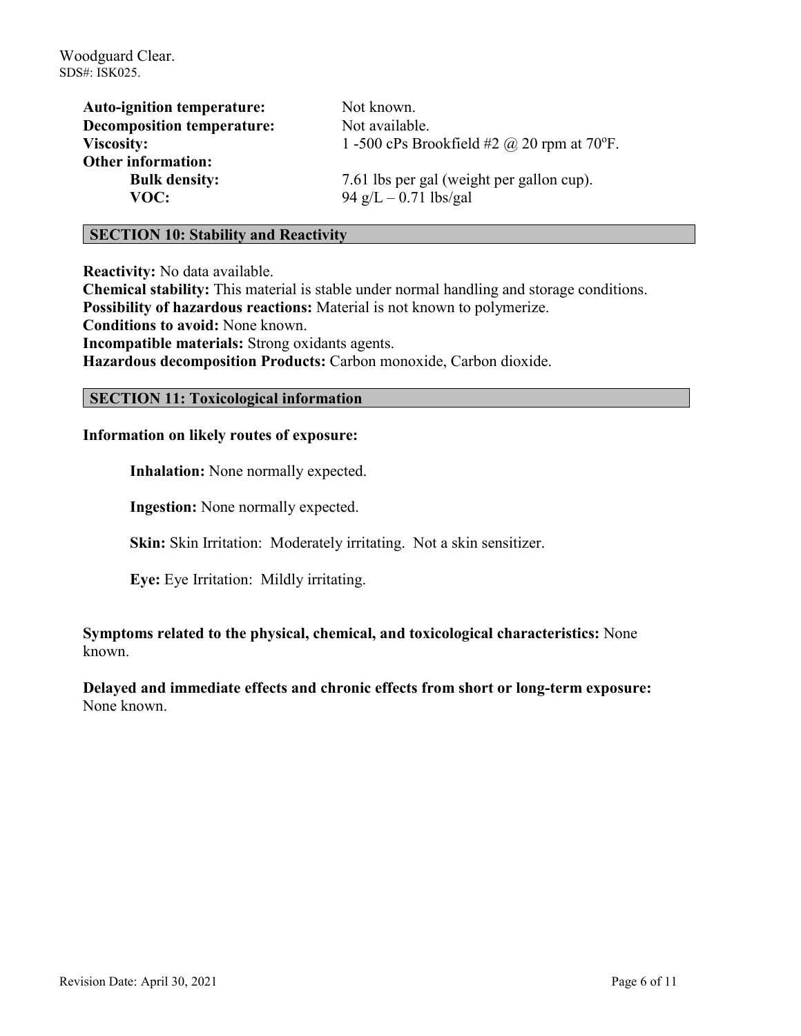**Auto-ignition temperature:** Not known.
**Decomposition temperature:** Not available.
**Viscosity:** 1 -500 cPs Brookfield #2 @ 20 rpm at 70ºF.
**Other information:**
- **Bulk density:** 7.61 lbs per gal (weight per gallon cup).
- **VOC:** 94 g/L – 0.71 lbs/gal

## SECTION 10: Stability and Reactivity

**Reactivity:** No data available.
**Chemical stability:** This material is stable under normal handling and storage conditions.
**Possibility of hazardous reactions:** Material is not known to polymerize.
**Conditions to avoid:** None known.
**Incompatible materials:** Strong oxidants agents.
**Hazardous decomposition Products:** Carbon monoxide, Carbon dioxide.

## SECTION 11: Toxicological information

**Information on likely routes of exposure:**

**Inhalation:** None normally expected.

**Ingestion:** None normally expected.

**Skin:** Skin Irritation: Moderately irritating. Not a skin sensitizer.

**Eye:** Eye Irritation: Mildly irritating.

**Symptoms related to the physical, chemical, and toxicological characteristics:** None known.

**Delayed and immediate effects and chronic effects from short or long-term exposure:** None known.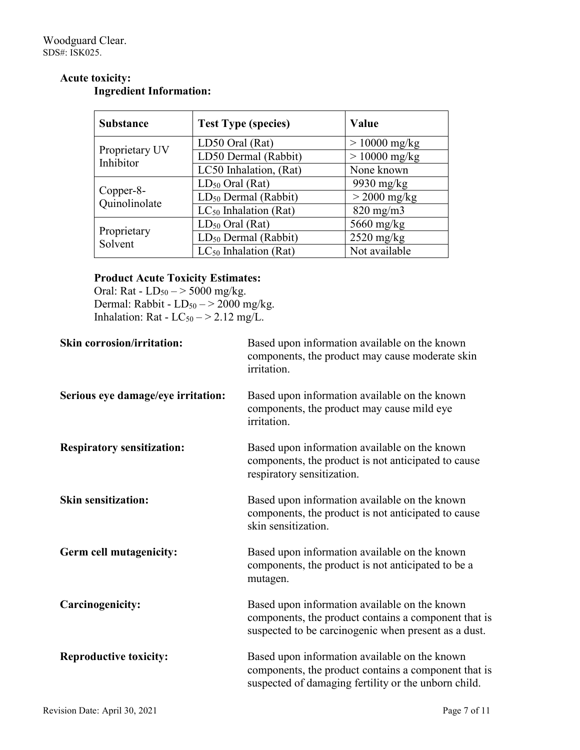**Acute toxicity:**

**Ingredient Information:**

| Substance | Test Type (species) | Value |
|---|---|---|
| Proprietary UV Inhibitor | LD50 Oral (Rat) | > 10000 mg/kg |
| | LD50 Dermal (Rabbit) | > 10000 mg/kg |
| | LC50 Inhalation, (Rat) | None known |
| Copper-8-Quinolinolate | $LD_{50}$ Oral (Rat) | 9930 mg/kg |
| | $LD_{50}$ Dermal (Rabbit) | > 2000 mg/kg |
| | $LC_{50}$ Inhalation (Rat) | 820 mg/m3 |
| Proprietary Solvent | $LD_{50}$ Oral (Rat) | 5660 mg/kg |
| | $LD_{50}$ Dermal (Rabbit) | 2520 mg/kg |
| | $LC_{50}$ Inhalation (Rat) | Not available |

**Product Acute Toxicity Estimates:**

Oral: Rat - $LD_{50}$ – > 5000 mg/kg.
Dermal: Rabbit - $LD_{50}$ – > 2000 mg/kg.
Inhalation: Rat - $LC_{50}$ – > 2.12 mg/L.

**Skin corrosion/irritation:** Based upon information available on the known components, the product may cause moderate skin irritation.

**Serious eye damage/eye irritation:** Based upon information available on the known components, the product may cause mild eye irritation.

**Respiratory sensitization:** Based upon information available on the known components, the product is not anticipated to cause respiratory sensitization.

**Skin sensitization:** Based upon information available on the known components, the product is not anticipated to cause skin sensitization.

**Germ cell mutagenicity:** Based upon information available on the known components, the product is not anticipated to be a mutagen.

**Carcinogenicity:** Based upon information available on the known components, the product contains a component that is suspected to be carcinogenic when present as a dust.

**Reproductive toxicity:** Based upon information available on the known components, the product contains a component that is suspected of damaging fertility or the unborn child.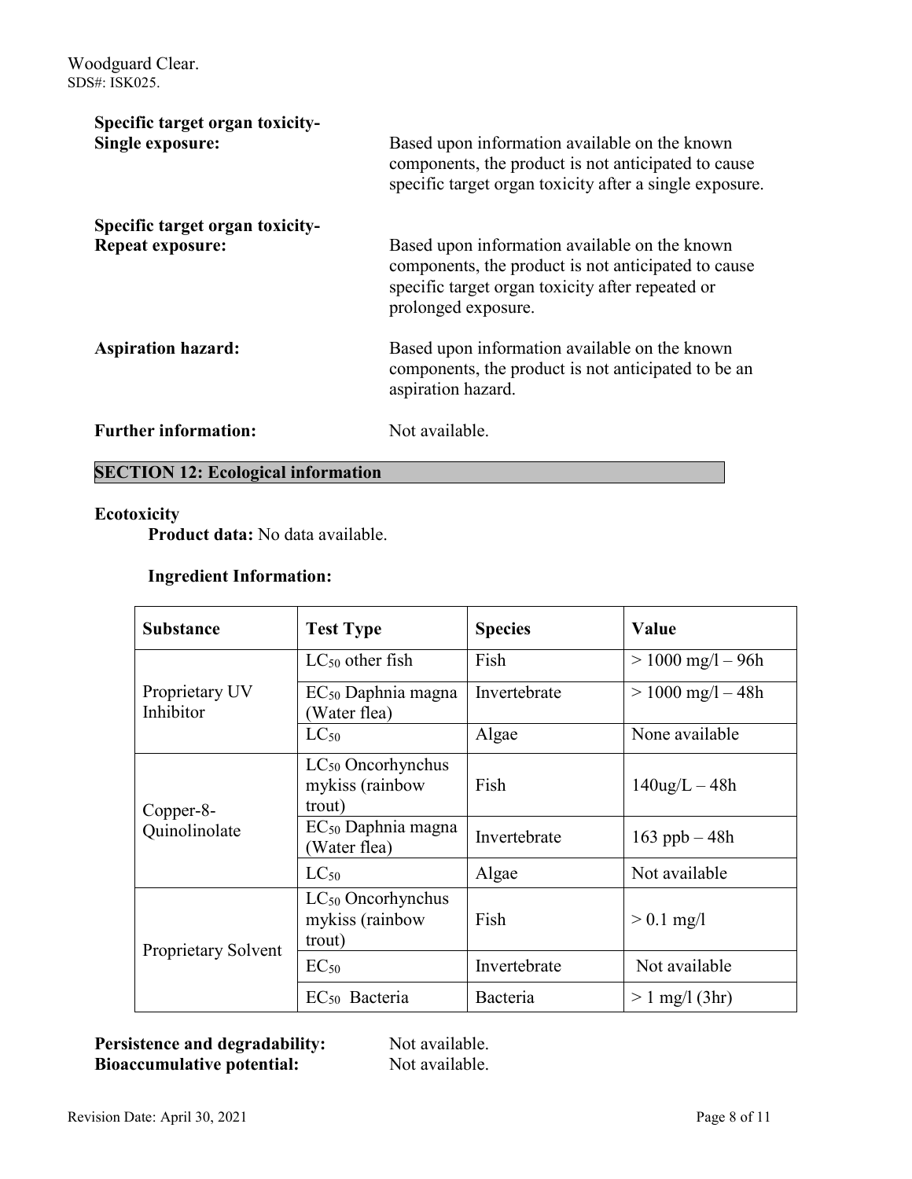**Specific target organ toxicity-Single exposure:** Based upon information available on the known components, the product is not anticipated to cause specific target organ toxicity after a single exposure.

**Specific target organ toxicity-Repeat exposure:** Based upon information available on the known components, the product is not anticipated to cause specific target organ toxicity after repeated or prolonged exposure.

**Aspiration hazard:** Based upon information available on the known components, the product is not anticipated to be an aspiration hazard.

**Further information:** Not available.

## SECTION 12: Ecological information

**Ecotoxicity**

**Product data:** No data available.

**Ingredient Information:**

| Substance | Test Type | Species | Value |
|---|---|---|---|
| Proprietary UV Inhibitor | $LC_{50}$ other fish | Fish | > 1000 mg/l – 96h |
| | $EC_{50}$ Daphnia magna (Water flea) | Invertebrate | > 1000 mg/l – 48h |
| | $LC_{50}$ | Algae | None available |
| Copper-8-Quinolinolate | $LC_{50}$ Oncorhynchus mykiss (rainbow trout) | Fish | 140ug/L – 48h |
| | $EC_{50}$ Daphnia magna (Water flea) | Invertebrate | 163 ppb – 48h |
| | $LC_{50}$ | Algae | Not available |
| Proprietary Solvent | $LC_{50}$ Oncorhynchus mykiss (rainbow trout) | Fish | > 0.1 mg/l |
| | $EC_{50}$ | Invertebrate | Not available |
| | $EC_{50}$ Bacteria | Bacteria | > 1 mg/l (3hr) |

**Persistence and degradability:** Not available.
**Bioaccumulative potential:** Not available.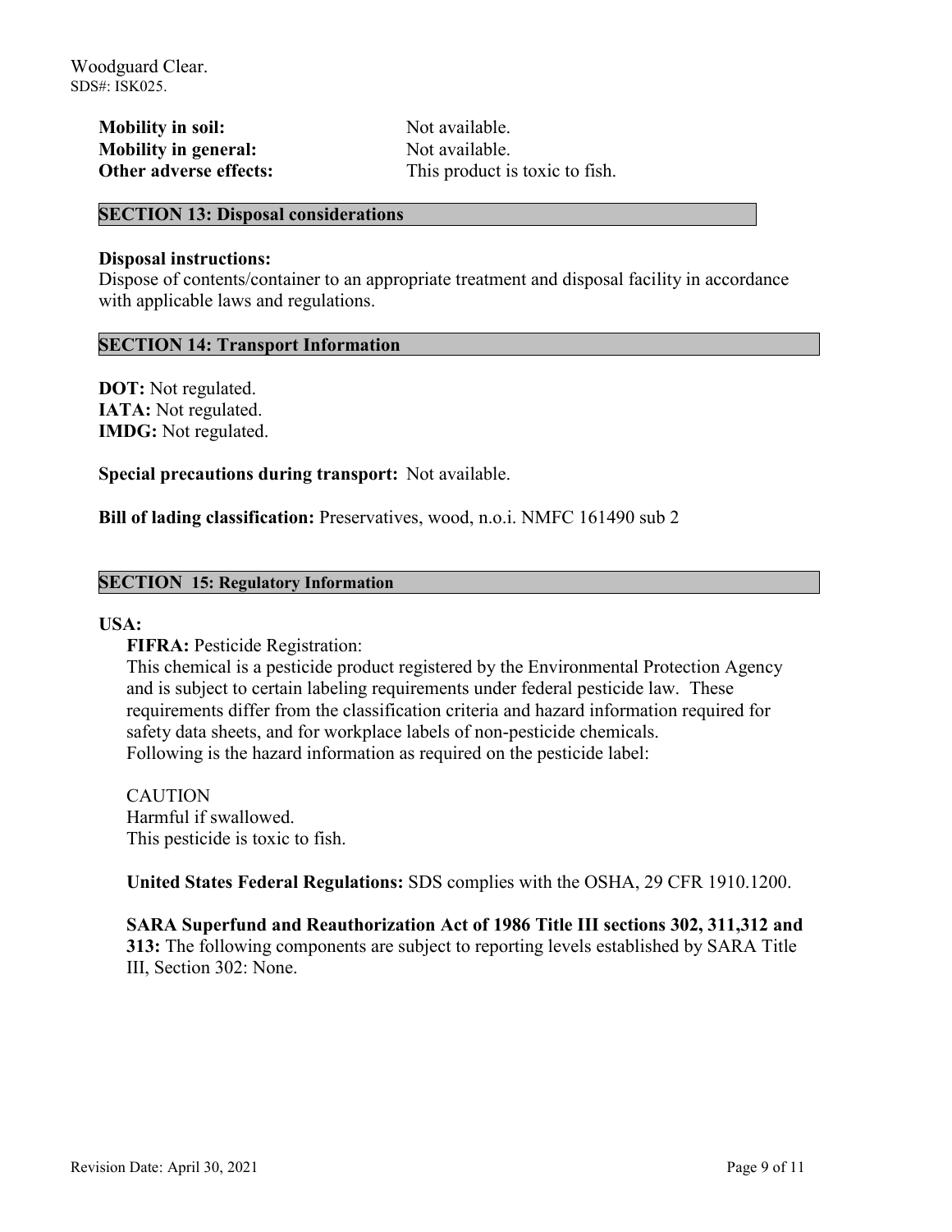**Mobility in soil:** Not available.
**Mobility in general:** Not available.
**Other adverse effects:** This product is toxic to fish.

## SECTION 13: Disposal considerations

**Disposal instructions:**
Dispose of contents/container to an appropriate treatment and disposal facility in accordance with applicable laws and regulations.

## SECTION 14: Transport Information

**DOT:** Not regulated.
**IATA:** Not regulated.
**IMDG:** Not regulated.

**Special precautions during transport:** Not available.

**Bill of lading classification:** Preservatives, wood, n.o.i. NMFC 161490 sub 2

## SECTION 15: Regulatory Information

**USA:**

**FIFRA:** Pesticide Registration:
This chemical is a pesticide product registered by the Environmental Protection Agency and is subject to certain labeling requirements under federal pesticide law. These requirements differ from the classification criteria and hazard information required for safety data sheets, and for workplace labels of non-pesticide chemicals.
Following is the hazard information as required on the pesticide label:

CAUTION
Harmful if swallowed.
This pesticide is toxic to fish.

**United States Federal Regulations:** SDS complies with the OSHA, 29 CFR 1910.1200.

**SARA Superfund and Reauthorization Act of 1986 Title III sections 302, 311,312 and 313:** The following components are subject to reporting levels established by SARA Title III, Section 302: None.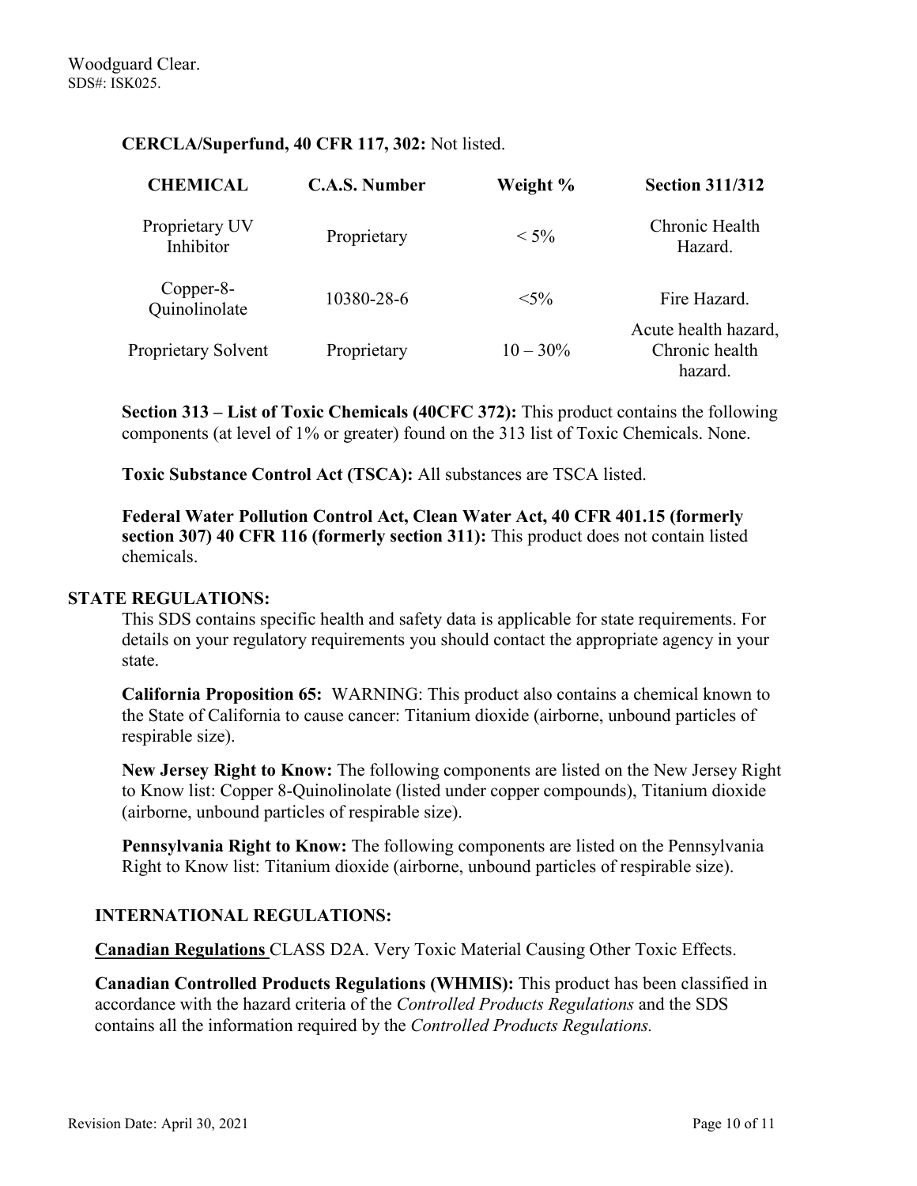**CERCLA/Superfund, 40 CFR 117, 302:** Not listed.

| CHEMICAL | C.A.S. Number | Weight % | Section 311/312 |
| --- | --- | --- | --- |
| Proprietary UV Inhibitor | Proprietary | < 5% | Chronic Health Hazard. |
| Copper-8-Quinolinolate | 10380-28-6 | <5% | Fire Hazard. |
| Proprietary Solvent | Proprietary | 10 – 30% | Acute health hazard, Chronic health hazard. |

**Section 313 – List of Toxic Chemicals (40CFC 372):** This product contains the following components (at level of 1% or greater) found on the 313 list of Toxic Chemicals. None.

**Toxic Substance Control Act (TSCA):** All substances are TSCA listed.

**Federal Water Pollution Control Act, Clean Water Act, 40 CFR 401.15 (formerly section 307) 40 CFR 116 (formerly section 311):** This product does not contain listed chemicals.

## STATE REGULATIONS:

This SDS contains specific health and safety data is applicable for state requirements. For details on your regulatory requirements you should contact the appropriate agency in your state.

**California Proposition 65:** WARNING: This product also contains a chemical known to the State of California to cause cancer: Titanium dioxide (airborne, unbound particles of respirable size).

**New Jersey Right to Know:** The following components are listed on the New Jersey Right to Know list: Copper 8-Quinolinolate (listed under copper compounds), Titanium dioxide (airborne, unbound particles of respirable size).

**Pennsylvania Right to Know:** The following components are listed on the Pennsylvania Right to Know list: Titanium dioxide (airborne, unbound particles of respirable size).

## INTERNATIONAL REGULATIONS:

**Canadian Regulations** CLASS D2A. Very Toxic Material Causing Other Toxic Effects.

**Canadian Controlled Products Regulations (WHMIS):** This product has been classified in accordance with the hazard criteria of the *Controlled Products Regulations* and the SDS contains all the information required by the *Controlled Products Regulations.*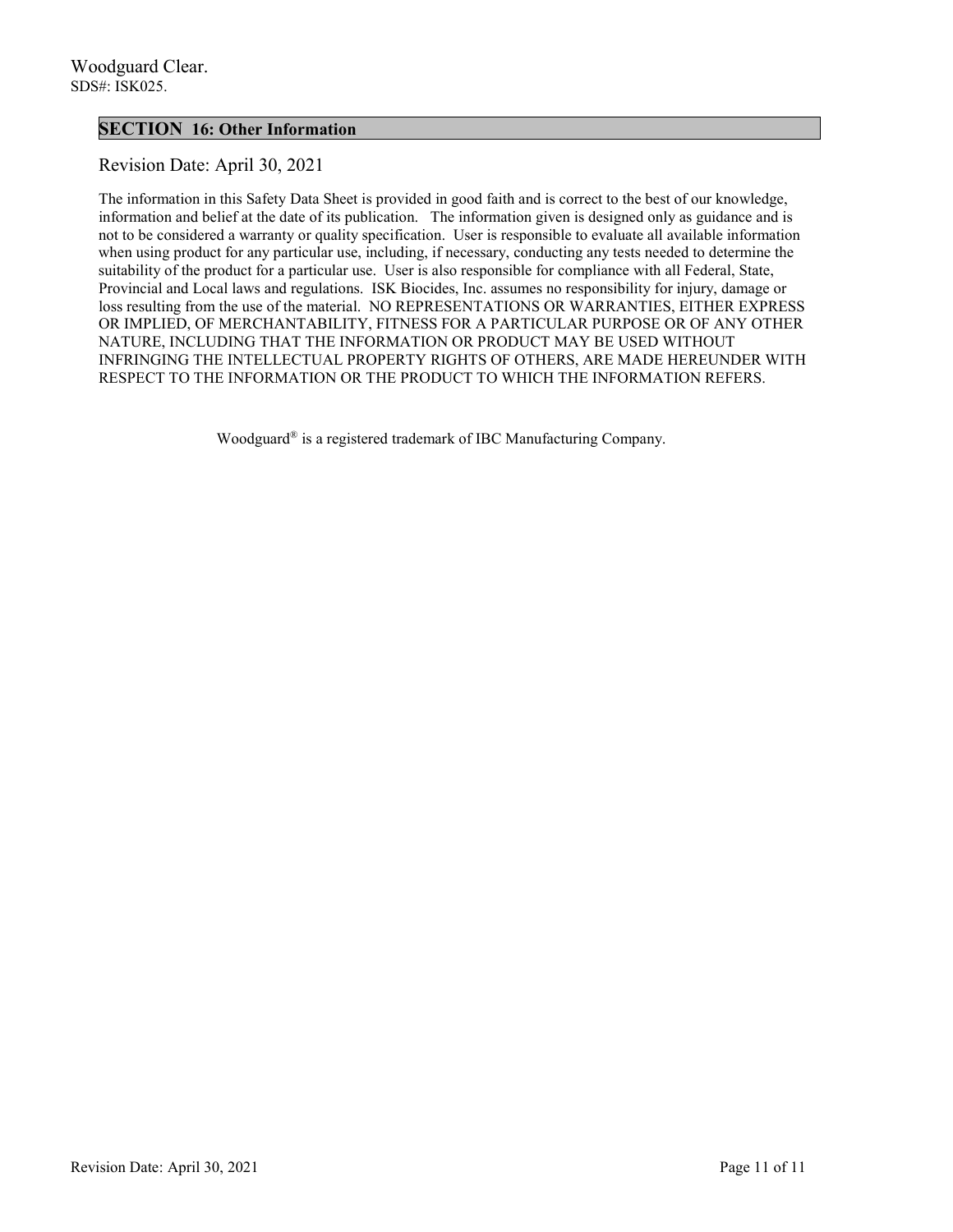## SECTION 16: Other Information

Revision Date: April 30, 2021

The information in this Safety Data Sheet is provided in good faith and is correct to the best of our knowledge, information and belief at the date of its publication. The information given is designed only as guidance and is not to be considered a warranty or quality specification. User is responsible to evaluate all available information when using product for any particular use, including, if necessary, conducting any tests needed to determine the suitability of the product for a particular use. User is also responsible for compliance with all Federal, State, Provincial and Local laws and regulations. ISK Biocides, Inc. assumes no responsibility for injury, damage or loss resulting from the use of the material. NO REPRESENTATIONS OR WARRANTIES, EITHER EXPRESS OR IMPLIED, OF MERCHANTABILITY, FITNESS FOR A PARTICULAR PURPOSE OR OF ANY OTHER NATURE, INCLUDING THAT THE INFORMATION OR PRODUCT MAY BE USED WITHOUT INFRINGING THE INTELLECTUAL PROPERTY RIGHTS OF OTHERS, ARE MADE HEREUNDER WITH RESPECT TO THE INFORMATION OR THE PRODUCT TO WHICH THE INFORMATION REFERS.

Woodguard® is a registered trademark of IBC Manufacturing Company.